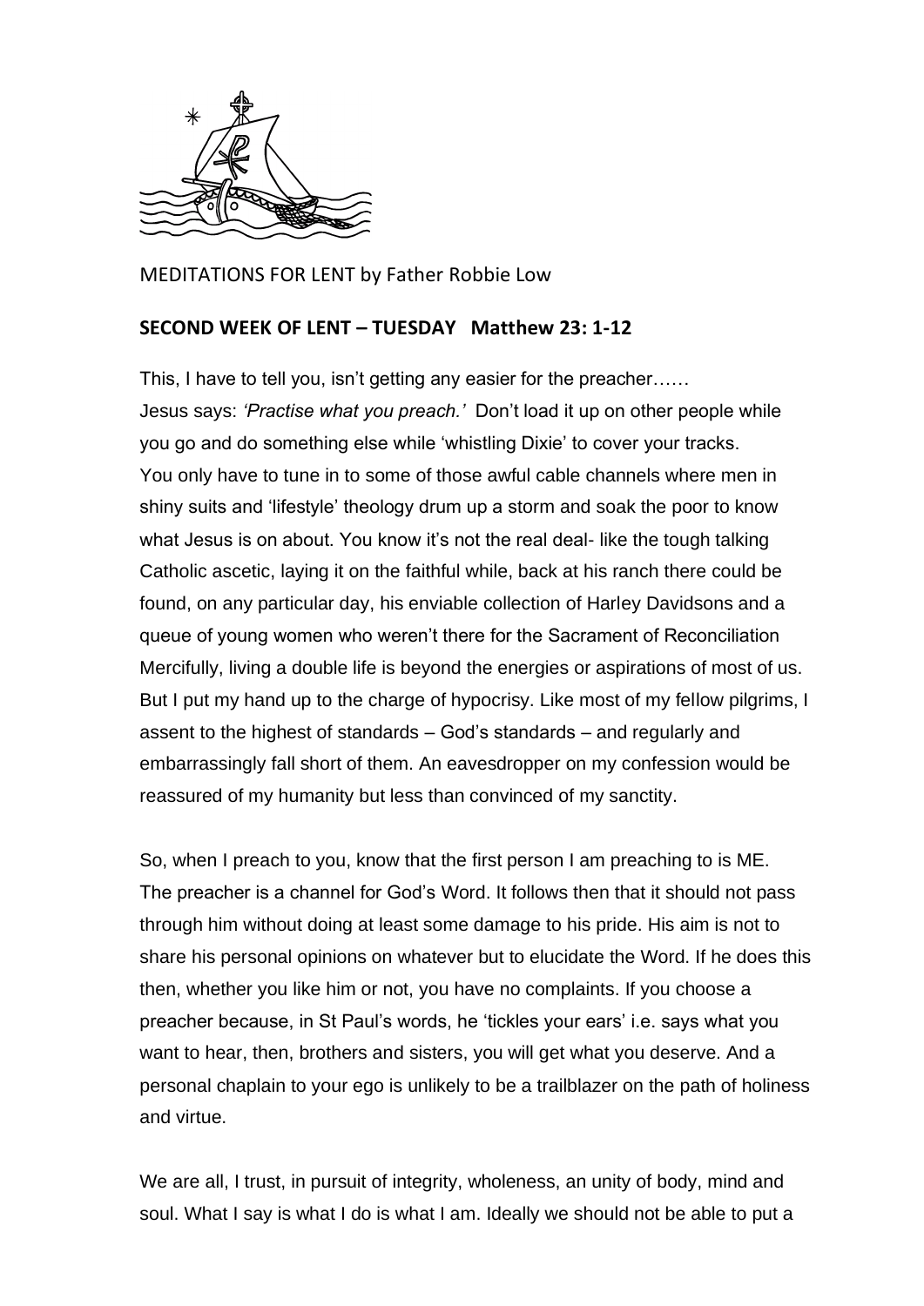MEDITATIONS FOR LENT by Father Robbie Low

**SECOND WEEK OF LENT – TUESDAY Matthew 23: 1-12**

This, I have to tell you, isn't getting any easier for the preacher……
Jesus says: *'Practise what you preach.'* Don't load it up on other people while you go and do something else while 'whistling Dixie' to cover your tracks.
You only have to tune in to some of those awful cable channels where men in shiny suits and 'lifestyle' theology drum up a storm and soak the poor to know what Jesus is on about. You know it's not the real deal- like the tough talking Catholic ascetic, laying it on the faithful while, back at his ranch there could be found, on any particular day, his enviable collection of Harley Davidsons and a queue of young women who weren't there for the Sacrament of Reconciliation
Mercifully, living a double life is beyond the energies or aspirations of most of us. But I put my hand up to the charge of hypocrisy. Like most of my fellow pilgrims, I assent to the highest of standards – God's standards – and regularly and embarrassingly fall short of them. An eavesdropper on my confession would be reassured of my humanity but less than convinced of my sanctity.

So, when I preach to you, know that the first person I am preaching to is ME. The preacher is a channel for God's Word. It follows then that it should not pass through him without doing at least some damage to his pride. His aim is not to share his personal opinions on whatever but to elucidate the Word. If he does this then, whether you like him or not, you have no complaints. If you choose a preacher because, in St Paul's words, he 'tickles your ears' i.e. says what you want to hear, then, brothers and sisters, you will get what you deserve. And a personal chaplain to your ego is unlikely to be a trailblazer on the path of holiness and virtue.

We are all, I trust, in pursuit of integrity, wholeness, an unity of body, mind and soul. What I say is what I do is what I am. Ideally we should not be able to put a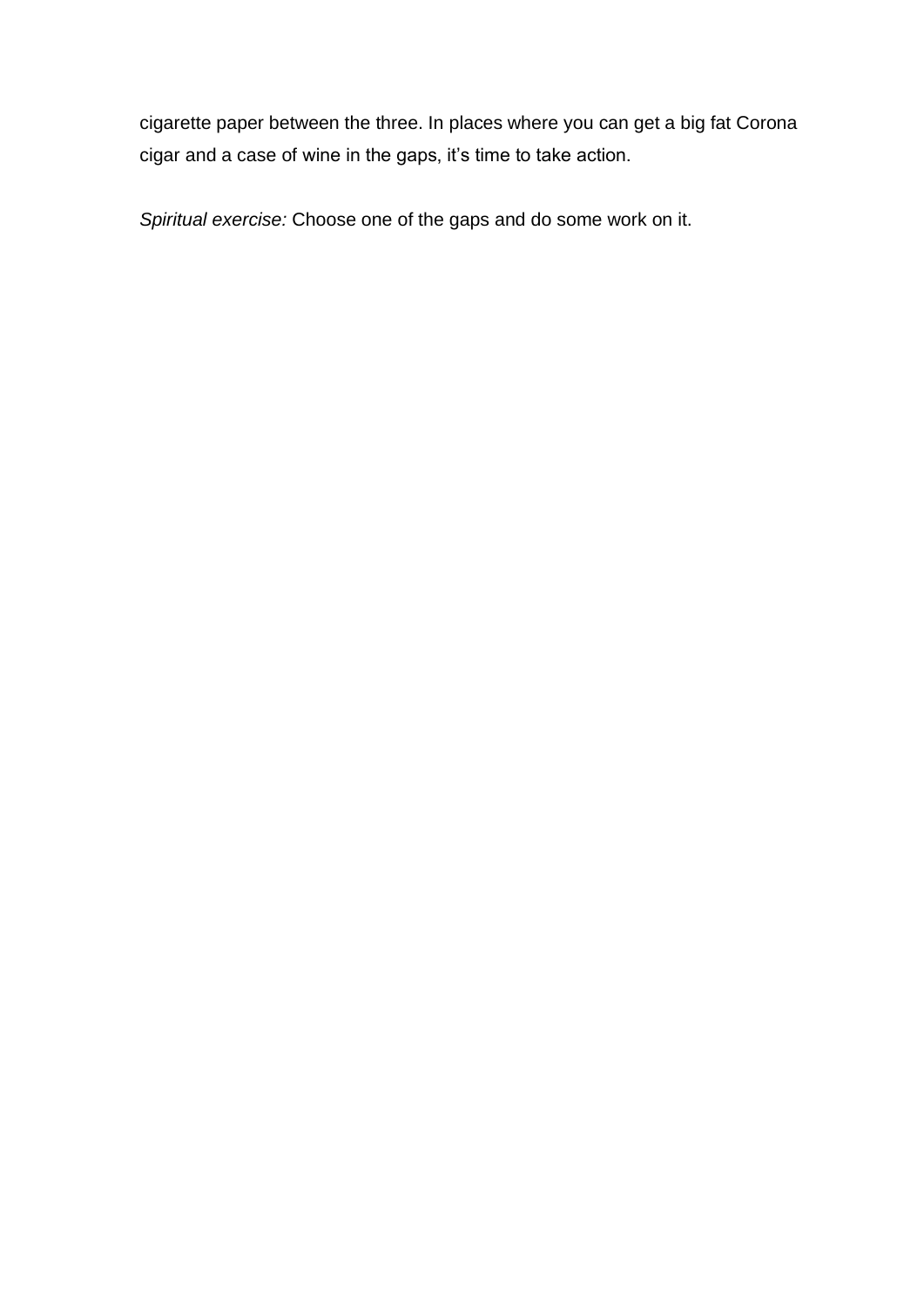cigarette paper between the three. In places where you can get a big fat Corona cigar and a case of wine in the gaps, it's time to take action.

*Spiritual exercise:* Choose one of the gaps and do some work on it.